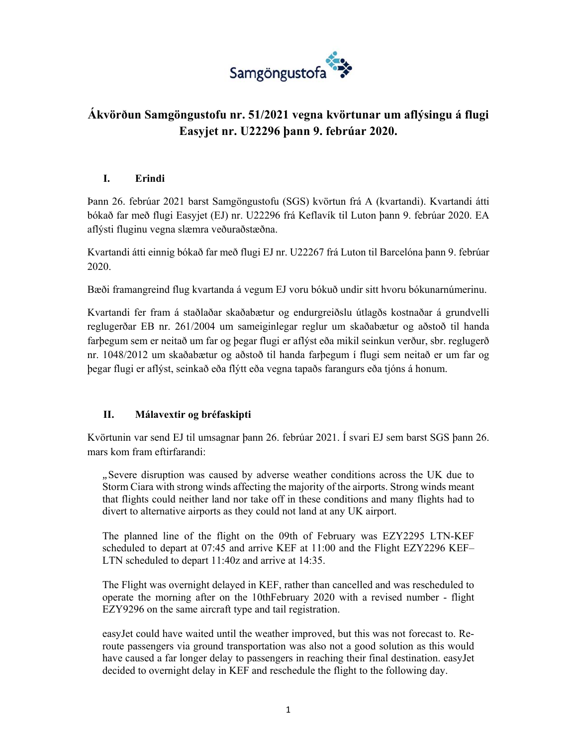# Ákvörðun Samgöngustofu nr. 51/2021 vegna kvörtunar um aflýsingu á flugi Easyjet nr. U22296 þann 9. febrúar 2020.

## I. Erindi

Þann 26. febrúar 2021 barst Samgöngustofu (SGS) kvörtun frá A (kvartandi). Kvartandi átti bókað far með flugi Easyjet (EJ) nr. U22296 frá Keflavík til Luton þann 9. febrúar 2020. EA aflýsti fluginu vegna slæmra veðuraðstæðna.

Kvartandi átti einnig bókað far með flugi EJ nr. U22267 frá Luton til Barcelóna þann 9. febrúar 2020.

Bæði framangreind flug kvartanda á vegum EJ voru bókuð undir sitt hvoru bókunarnúmerinu.

Kvartandi fer fram á staðlaðar skaðabætur og endurgreiðslu útlagðs kostnaðar á grundvelli reglugerðar EB nr. 261/2004 um sameiginlegar reglur um skaðabætur og aðstoð til handa farþegum sem er neitað um far og þegar flugi er aflýst eða mikil seinkun verður, sbr. reglugerð nr. 1048/2012 um skaðabætur og aðstoð til handa farþegum í flugi sem neitað er um far og þegar flugi er aflýst, seinkað eða flýtt eða vegna tapaðs farangurs eða tjóns á honum.

## II. Málavextir og bréfaskipti

Kvörtunin var send EJ til umsagnar þann 26. febrúar 2021. Í svari EJ sem barst SGS þann 26. mars kom fram eftirfarandi:

> „Severe disruption was caused by adverse weather conditions across the UK due to Storm Ciara with strong winds affecting the majority of the airports. Strong winds meant that flights could neither land nor take off in these conditions and many flights had to divert to alternative airports as they could not land at any UK airport.
>
> The planned line of the flight on the 09th of February was EZY2295 LTN-KEF scheduled to depart at 07:45 and arrive KEF at 11:00 and the Flight EZY2296 KEF–LTN scheduled to depart 11:40z and arrive at 14:35.
>
> The Flight was overnight delayed in KEF, rather than cancelled and was rescheduled to operate the morning after on the 10thFebruary 2020 with a revised number - flight EZY9296 on the same aircraft type and tail registration.
>
> easyJet could have waited until the weather improved, but this was not forecast to. Re-route passengers via ground transportation was also not a good solution as this would have caused a far longer delay to passengers in reaching their final destination. easyJet decided to overnight delay in KEF and reschedule the flight to the following day.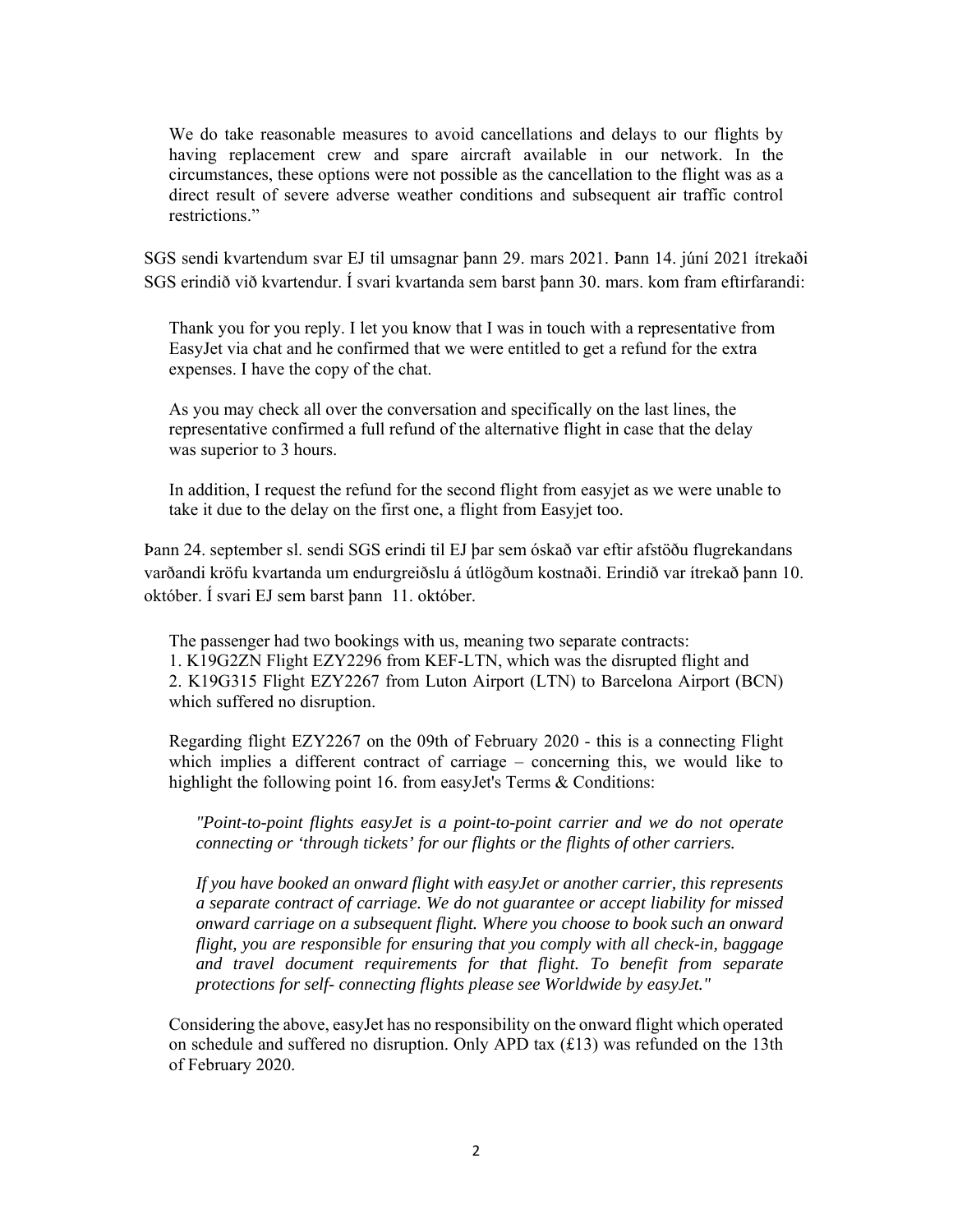> We do take reasonable measures to avoid cancellations and delays to our flights by having replacement crew and spare aircraft available in our network. In the circumstances, these options were not possible as the cancellation to the flight was as a direct result of severe adverse weather conditions and subsequent air traffic control restrictions."

SGS sendi kvartendum svar EJ til umsagnar þann 29. mars 2021. Þann 14. júní 2021 ítrekaði SGS erindið við kvartendur. Í svari kvartanda sem barst þann 30. mars. kom fram eftirfarandi:

> Thank you for you reply. I let you know that I was in touch with a representative from EasyJet via chat and he confirmed that we were entitled to get a refund for the extra expenses. I have the copy of the chat.
>
> As you may check all over the conversation and specifically on the last lines, the representative confirmed a full refund of the alternative flight in case that the delay was superior to 3 hours.
>
> In addition, I request the refund for the second flight from easyjet as we were unable to take it due to the delay on the first one, a flight from Easyjet too.

Þann 24. september sl. sendi SGS erindi til EJ þar sem óskað var eftir afstöðu flugrekandans varðandi kröfu kvartanda um endurgreiðslu á útlögðum kostnaði. Erindið var ítrekað þann 10. október. Í svari EJ sem barst þann 11. október.

> The passenger had two bookings with us, meaning two separate contracts:
> 1. K19G2ZN Flight EZY2296 from KEF-LTN, which was the disrupted flight and
> 2. K19G315 Flight EZY2267 from Luton Airport (LTN) to Barcelona Airport (BCN) which suffered no disruption.
>
> Regarding flight EZY2267 on the 09th of February 2020 - this is a connecting Flight which implies a different contract of carriage – concerning this, we would like to highlight the following point 16. from easyJet's Terms & Conditions:
>
> *"Point-to-point flights easyJet is a point-to-point carrier and we do not operate connecting or 'through tickets' for our flights or the flights of other carriers.*
>
> *If you have booked an onward flight with easyJet or another carrier, this represents a separate contract of carriage. We do not guarantee or accept liability for missed onward carriage on a subsequent flight. Where you choose to book such an onward flight, you are responsible for ensuring that you comply with all check-in, baggage and travel document requirements for that flight. To benefit from separate protections for self- connecting flights please see Worldwide by easyJet."*
>
> Considering the above, easyJet has no responsibility on the onward flight which operated on schedule and suffered no disruption. Only APD tax (£13) was refunded on the 13th of February 2020.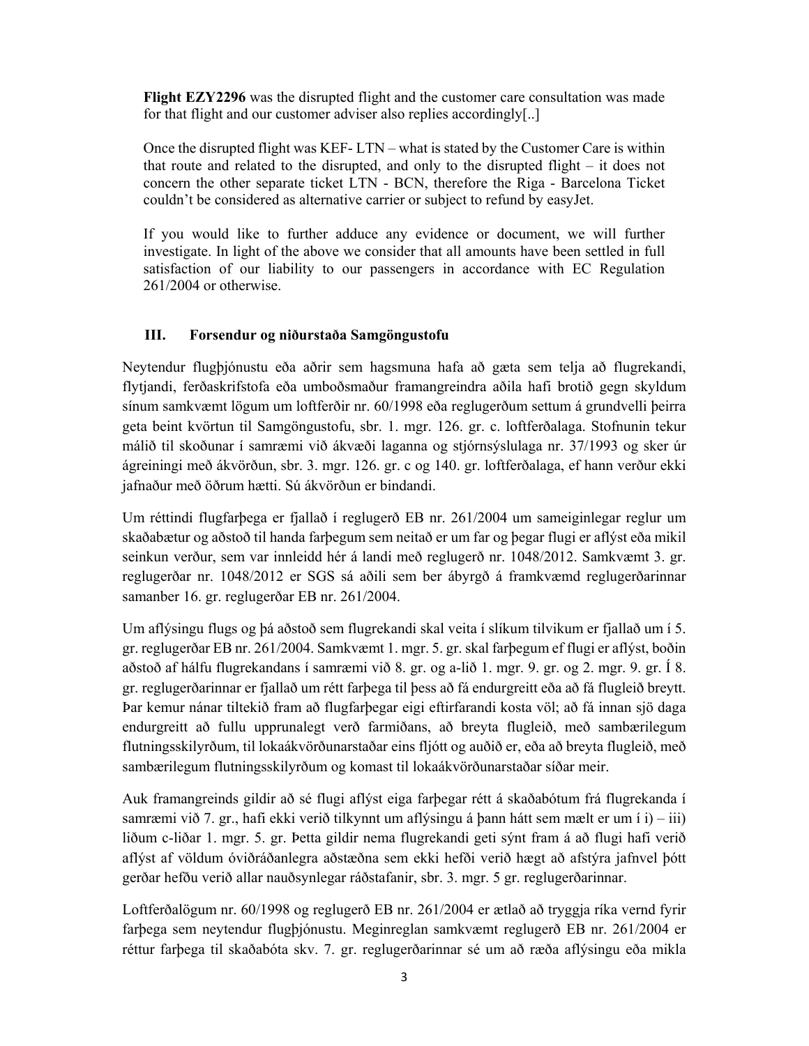> **Flight EZY2296** was the disrupted flight and the customer care consultation was made for that flight and our customer adviser also replies accordingly[..]
>
> Once the disrupted flight was KEF- LTN – what is stated by the Customer Care is within that route and related to the disrupted, and only to the disrupted flight – it does not concern the other separate ticket LTN - BCN, therefore the Riga - Barcelona Ticket couldn't be considered as alternative carrier or subject to refund by easyJet.
>
> If you would like to further adduce any evidence or document, we will further investigate. In light of the above we consider that all amounts have been settled in full satisfaction of our liability to our passengers in accordance with EC Regulation 261/2004 or otherwise.

## III. Forsendur og niðurstaða Samgöngustofu

Neytendur flugþjónustu eða aðrir sem hagsmuna hafa að gæta sem telja að flugrekandi, flytjandi, ferðaskrifstofa eða umboðsmaður framangreindra aðila hafi brotið gegn skyldum sínum samkvæmt lögum um loftferðir nr. 60/1998 eða reglugerðum settum á grundvelli þeirra geta beint kvörtun til Samgöngustofu, sbr. 1. mgr. 126. gr. c. loftferðalaga. Stofnunin tekur málið til skoðunar í samræmi við ákvæði laganna og stjórnsýslulaga nr. 37/1993 og sker úr ágreiningi með ákvörðun, sbr. 3. mgr. 126. gr. c og 140. gr. loftferðalaga, ef hann verður ekki jafnaður með öðrum hætti. Sú ákvörðun er bindandi.

Um réttindi flugfarþega er fjallað í reglugerð EB nr. 261/2004 um sameiginlegar reglur um skaðabætur og aðstoð til handa farþegum sem neitað er um far og þegar flugi er aflýst eða mikil seinkun verður, sem var innleidd hér á landi með reglugerð nr. 1048/2012. Samkvæmt 3. gr. reglugerðar nr. 1048/2012 er SGS sá aðili sem ber ábyrgð á framkvæmd reglugerðarinnar samanber 16. gr. reglugerðar EB nr. 261/2004.

Um aflýsingu flugs og þá aðstoð sem flugrekandi skal veita í slíkum tilvikum er fjallað um í 5. gr. reglugerðar EB nr. 261/2004. Samkvæmt 1. mgr. 5. gr. skal farþegum ef flugi er aflýst, boðin aðstoð af hálfu flugrekandans í samræmi við 8. gr. og a-lið 1. mgr. 9. gr. og 2. mgr. 9. gr. Í 8. gr. reglugerðarinnar er fjallað um rétt farþega til þess að fá endurgreitt eða að fá flugleið breytt. Þar kemur nánar tiltekið fram að flugfarþegar eigi eftirfarandi kosta völ; að fá innan sjö daga endurgreitt að fullu upprunalegt verð farmiðans, að breyta flugleið, með sambærilegum flutningsskilyrðum, til lokaákvörðunarstaðar eins fljótt og auðið er, eða að breyta flugleið, með sambærilegum flutningsskilyrðum og komast til lokaákvörðunarstaðar síðar meir.

Auk framangreinds gildir að sé flugi aflýst eiga farþegar rétt á skaðabótum frá flugrekanda í samræmi við 7. gr., hafi ekki verið tilkynnt um aflýsingu á þann hátt sem mælt er um í i) – iii) liðum c-liðar 1. mgr. 5. gr. Þetta gildir nema flugrekandi geti sýnt fram á að flugi hafi verið aflýst af völdum óviðráðanlegra aðstæðna sem ekki hefði verið hægt að afstýra jafnvel þótt gerðar hefðu verið allar nauðsynlegar ráðstafanir, sbr. 3. mgr. 5 gr. reglugerðarinnar.

Loftferðalögum nr. 60/1998 og reglugerð EB nr. 261/2004 er ætlað að tryggja ríka vernd fyrir farþega sem neytendur flugþjónustu. Meginreglan samkvæmt reglugerð EB nr. 261/2004 er réttur farþega til skaðabóta skv. 7. gr. reglugerðarinnar sé um að ræða aflýsingu eða mikla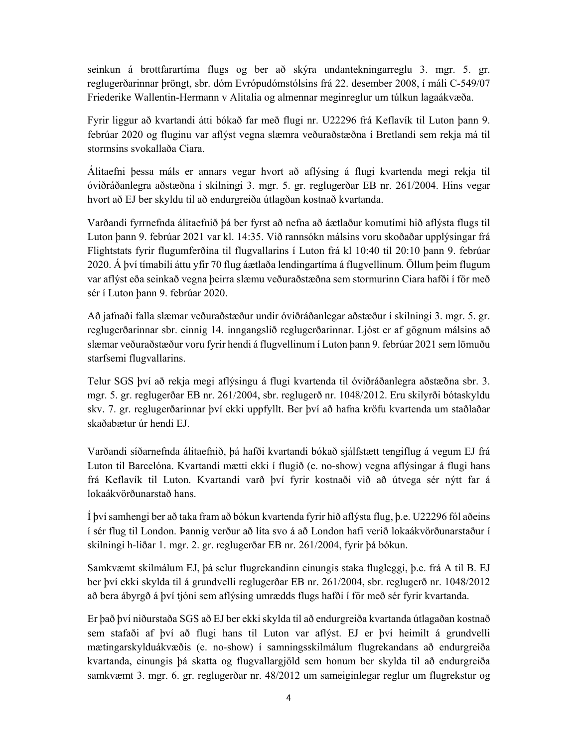seinkun á brottfarartíma flugs og ber að skýra undantekningarreglu 3. mgr. 5. gr. reglugerðarinnar þröngt, sbr. dóm Evrópudómstólsins frá 22. desember 2008, í máli C-549/07 Friederike Wallentin-Hermann v Alitalia og almennar meginreglur um túlkun lagaákvæða.

Fyrir liggur að kvartandi átti bókað far með flugi nr. U22296 frá Keflavík til Luton þann 9. febrúar 2020 og fluginu var aflýst vegna slæmra veðuraðstæðna í Bretlandi sem rekja má til stormsins svokallaða Ciara.

Álitaefni þessa máls er annars vegar hvort að aflýsing á flugi kvartenda megi rekja til óviðráðanlegra aðstæðna í skilningi 3. mgr. 5. gr. reglugerðar EB nr. 261/2004. Hins vegar hvort að EJ ber skyldu til að endurgreiða útlagðan kostnað kvartanda.

Varðandi fyrrnefnda álitaefnið þá ber fyrst að nefna að áætlaður komutími hið aflýsta flugs til Luton þann 9. febrúar 2021 var kl. 14:35. Við rannsókn málsins voru skoðaðar upplýsingar frá Flightstats fyrir flugumferðina til flugvallarins í Luton frá kl 10:40 til 20:10 þann 9. febrúar 2020. Á því tímabili áttu yfir 70 flug áætlaða lendingartíma á flugvellinum. Öllum þeim flugum var aflýst eða seinkað vegna þeirra slæmu veðuraðstæðna sem stormurinn Ciara hafði í för með sér í Luton þann 9. febrúar 2020.

Að jafnaði falla slæmar veðuraðstæður undir óviðráðanlegar aðstæður í skilningi 3. mgr. 5. gr. reglugerðarinnar sbr. einnig 14. inngangslið reglugerðarinnar. Ljóst er af gögnum málsins að slæmar veðuraðstæður voru fyrir hendi á flugvellinum í Luton þann 9. febrúar 2021 sem lömuðu starfsemi flugvallarins.

Telur SGS því að rekja megi aflýsingu á flugi kvartenda til óviðráðanlegra aðstæðna sbr. 3. mgr. 5. gr. reglugerðar EB nr. 261/2004, sbr. reglugerð nr. 1048/2012. Eru skilyrði bótaskyldu skv. 7. gr. reglugerðarinnar því ekki uppfyllt. Ber því að hafna kröfu kvartenda um staðlaðar skaðabætur úr hendi EJ.

Varðandi síðarnefnda álitaefnið, þá hafði kvartandi bókað sjálfstætt tengiflug á vegum EJ frá Luton til Barcelóna. Kvartandi mætti ekki í flugið (e. no-show) vegna aflýsingar á flugi hans frá Keflavík til Luton. Kvartandi varð því fyrir kostnaði við að útvega sér nýtt far á lokaákvörðunarstað hans.

Í því samhengi ber að taka fram að bókun kvartenda fyrir hið aflýsta flug, þ.e. U22296 fól aðeins í sér flug til London. Þannig verður að líta svo á að London hafi verið lokaákvörðunarstaður í skilningi h-liðar 1. mgr. 2. gr. reglugerðar EB nr. 261/2004, fyrir þá bókun.

Samkvæmt skilmálum EJ, þá selur flugrekandinn einungis staka flugleggi, þ.e. frá A til B. EJ ber því ekki skylda til á grundvelli reglugerðar EB nr. 261/2004, sbr. reglugerð nr. 1048/2012 að bera ábyrgð á því tjóni sem aflýsing umrædds flugs hafði í för með sér fyrir kvartanda.

Er það því niðurstaða SGS að EJ ber ekki skylda til að endurgreiða kvartanda útlagðan kostnað sem stafaði af því að flugi hans til Luton var aflýst. EJ er því heimilt á grundvelli mætingarskylduákvæðis (e. no-show) í samningsskilmálum flugrekandans að endurgreiða kvartanda, einungis þá skatta og flugvallargjöld sem honum ber skylda til að endurgreiða samkvæmt 3. mgr. 6. gr. reglugerðar nr. 48/2012 um sameiginlegar reglur um flugrekstur og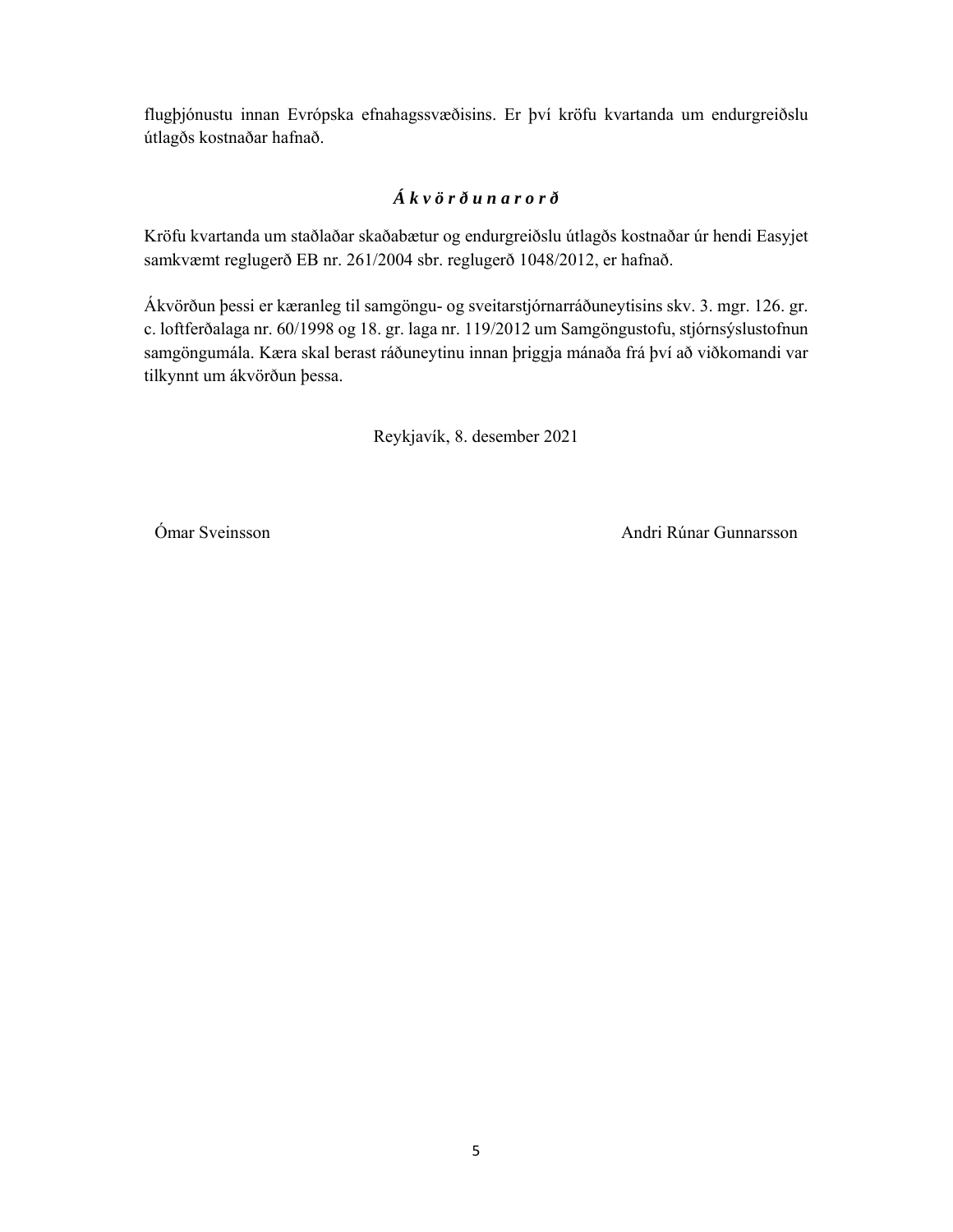flugþjónustu innan Evrópska efnahagssvæðisins. Er því kröfu kvartanda um endurgreiðslu útlagðs kostnaðar hafnað.

## ***Á k v ö r ð u n a r o r ð***

Kröfu kvartanda um staðlaðar skaðabætur og endurgreiðslu útlagðs kostnaðar úr hendi Easyjet samkvæmt reglugerð EB nr. 261/2004 sbr. reglugerð 1048/2012, er hafnað.

Ákvörðun þessi er kæranleg til samgöngu- og sveitarstjórnarráðuneytisins skv. 3. mgr. 126. gr. c. loftferðalaga nr. 60/1998 og 18. gr. laga nr. 119/2012 um Samgöngustofu, stjórnsýslustofnun samgöngumála. Kæra skal berast ráðuneytinu innan þriggja mánaða frá því að viðkomandi var tilkynnt um ákvörðun þessa.

Reykjavík, 8. desember 2021

Ómar Sveinsson

Andri Rúnar Gunnarsson